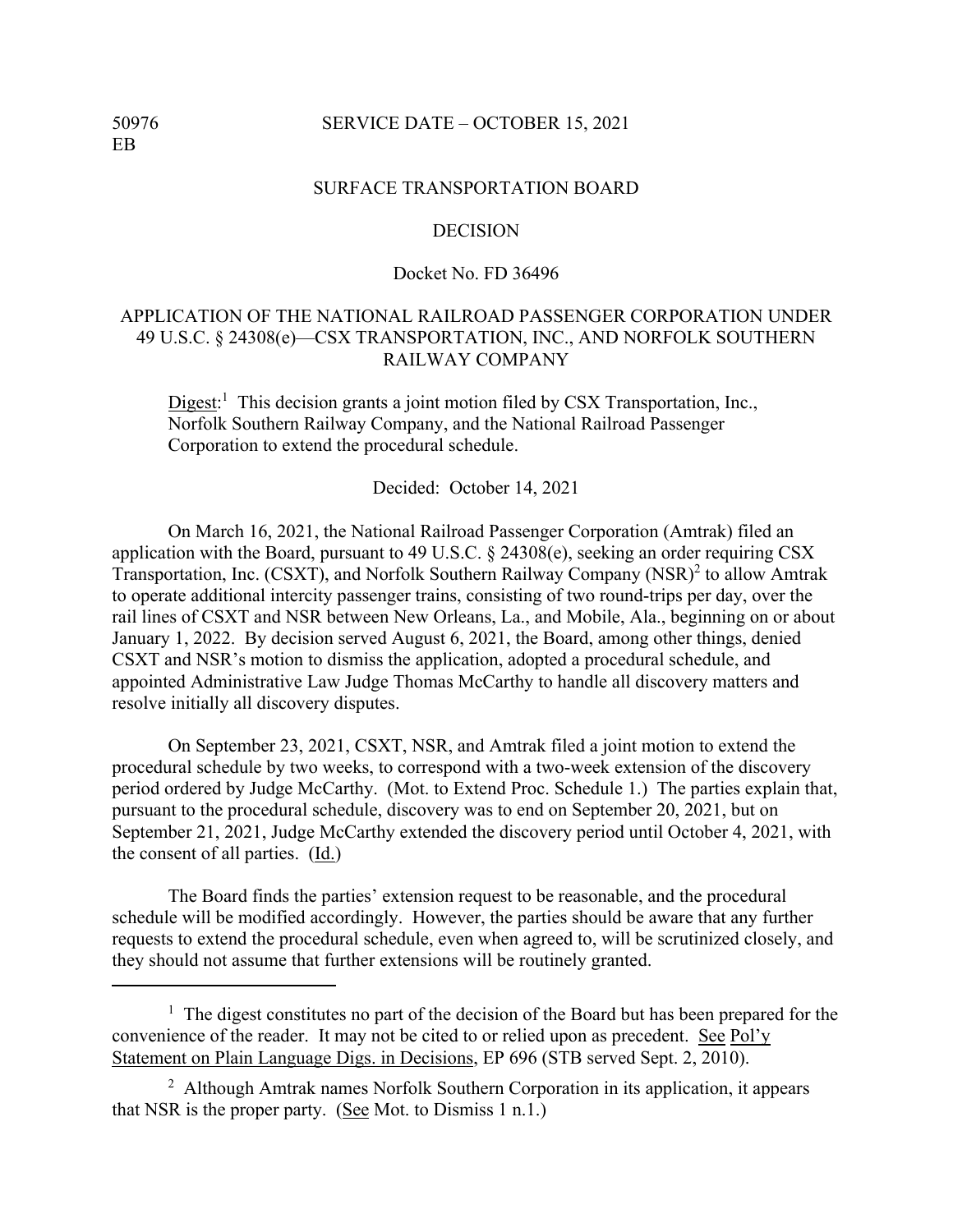50976
EB

SERVICE DATE – OCTOBER 15, 2021

SURFACE TRANSPORTATION BOARD

DECISION

Docket No. FD 36496

APPLICATION OF THE NATIONAL RAILROAD PASSENGER CORPORATION UNDER 49 U.S.C. § 24308(e)—CSX TRANSPORTATION, INC., AND NORFOLK SOUTHERN RAILWAY COMPANY

Digest:[1] This decision grants a joint motion filed by CSX Transportation, Inc., Norfolk Southern Railway Company, and the National Railroad Passenger Corporation to extend the procedural schedule.

Decided: October 14, 2021

On March 16, 2021, the National Railroad Passenger Corporation (Amtrak) filed an application with the Board, pursuant to 49 U.S.C. § 24308(e), seeking an order requiring CSX Transportation, Inc. (CSXT), and Norfolk Southern Railway Company (NSR)[2] to allow Amtrak to operate additional intercity passenger trains, consisting of two round-trips per day, over the rail lines of CSXT and NSR between New Orleans, La., and Mobile, Ala., beginning on or about January 1, 2022. By decision served August 6, 2021, the Board, among other things, denied CSXT and NSR's motion to dismiss the application, adopted a procedural schedule, and appointed Administrative Law Judge Thomas McCarthy to handle all discovery matters and resolve initially all discovery disputes.

On September 23, 2021, CSXT, NSR, and Amtrak filed a joint motion to extend the procedural schedule by two weeks, to correspond with a two-week extension of the discovery period ordered by Judge McCarthy. (Mot. to Extend Proc. Schedule 1.) The parties explain that, pursuant to the procedural schedule, discovery was to end on September 20, 2021, but on September 21, 2021, Judge McCarthy extended the discovery period until October 4, 2021, with the consent of all parties. (Id.)

The Board finds the parties' extension request to be reasonable, and the procedural schedule will be modified accordingly. However, the parties should be aware that any further requests to extend the procedural schedule, even when agreed to, will be scrutinized closely, and they should not assume that further extensions will be routinely granted.

---

[1] The digest constitutes no part of the decision of the Board but has been prepared for the convenience of the reader. It may not be cited to or relied upon as precedent. See Pol'y Statement on Plain Language Digs. in Decisions, EP 696 (STB served Sept. 2, 2010).

[2] Although Amtrak names Norfolk Southern Corporation in its application, it appears that NSR is the proper party. (See Mot. to Dismiss 1 n.1.)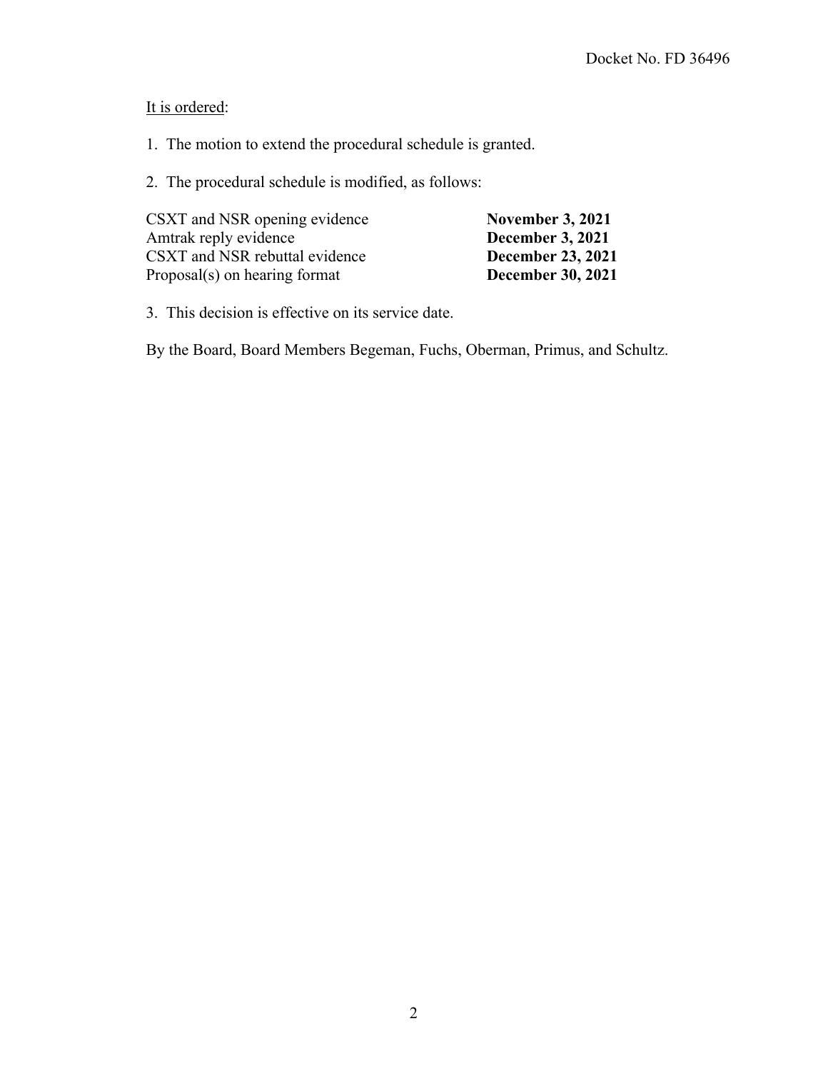It is ordered:

1. The motion to extend the procedural schedule is granted.

2. The procedural schedule is modified, as follows:

| | |
|---|---|
| CSXT and NSR opening evidence | **November 3, 2021** |
| Amtrak reply evidence | **December 3, 2021** |
| CSXT and NSR rebuttal evidence | **December 23, 2021** |
| Proposal(s) on hearing format | **December 30, 2021** |

3. This decision is effective on its service date.

By the Board, Board Members Begeman, Fuchs, Oberman, Primus, and Schultz.